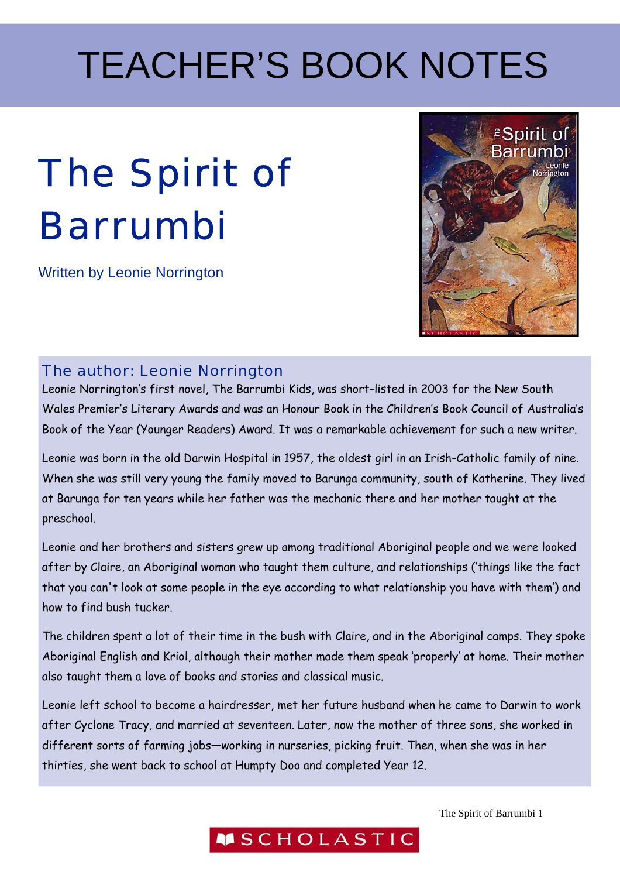# TEACHER'S BOOK NOTES

## The Spirit of Barrumbi

Written by Leonie Norrington

### The author: Leonie Norrington

Leonie Norrington's first novel, The Barrumbi Kids, was short-listed in 2003 for the New South Wales Premier's Literary Awards and was an Honour Book in the Children's Book Council of Australia's Book of the Year (Younger Readers) Award. It was a remarkable achievement for such a new writer.

Leonie was born in the old Darwin Hospital in 1957, the oldest girl in an Irish-Catholic family of nine. When she was still very young the family moved to Barunga community, south of Katherine. They lived at Barunga for ten years while her father was the mechanic there and her mother taught at the preschool.

Leonie and her brothers and sisters grew up among traditional Aboriginal people and we were looked after by Claire, an Aboriginal woman who taught them culture, and relationships ('things like the fact that you can't look at some people in the eye according to what relationship you have with them') and how to find bush tucker.

The children spent a lot of their time in the bush with Claire, and in the Aboriginal camps. They spoke Aboriginal English and Kriol, although their mother made them speak 'properly' at home. Their mother also taught them a love of books and stories and classical music.

Leonie left school to become a hairdresser, met her future husband when he came to Darwin to work after Cyclone Tracy, and married at seventeen. Later, now the mother of three sons, she worked in different sorts of farming jobs—working in nurseries, picking fruit. Then, when she was in her thirties, she went back to school at Humpty Doo and completed Year 12.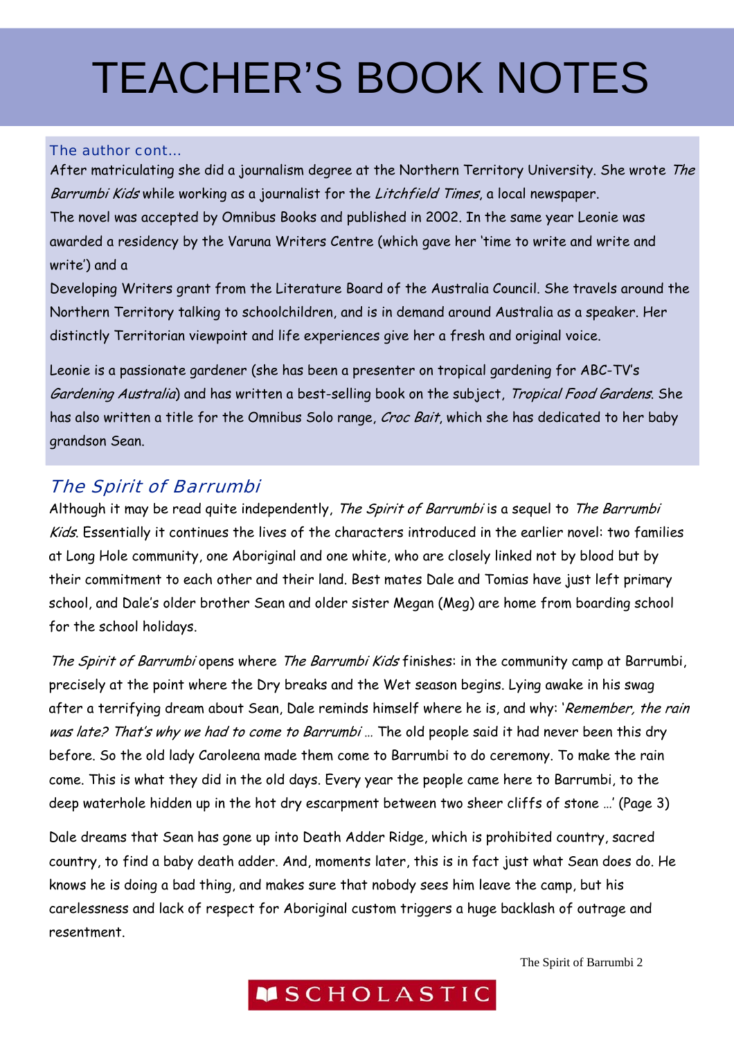# TEACHER'S BOOK NOTES

### The author cont…

After matriculating she did a journalism degree at the Northern Territory University. She wrote *The Barrumbi Kids* while working as a journalist for the *Litchfield Times*, a local newspaper.
The novel was accepted by Omnibus Books and published in 2002. In the same year Leonie was awarded a residency by the Varuna Writers Centre (which gave her 'time to write and write and write') and a
Developing Writers grant from the Literature Board of the Australia Council. She travels around the Northern Territory talking to schoolchildren, and is in demand around Australia as a speaker. Her distinctly Territorian viewpoint and life experiences give her a fresh and original voice.

Leonie is a passionate gardener (she has been a presenter on tropical gardening for ABC-TV's *Gardening Australia*) and has written a best-selling book on the subject, *Tropical Food Gardens*. She has also written a title for the Omnibus Solo range, *Croc Bait*, which she has dedicated to her baby grandson Sean.

## *The Spirit of Barrumbi*

Although it may be read quite independently, *The Spirit of Barrumbi* is a sequel to *The Barrumbi Kids*. Essentially it continues the lives of the characters introduced in the earlier novel: two families at Long Hole community, one Aboriginal and one white, who are closely linked not by blood but by their commitment to each other and their land. Best mates Dale and Tomias have just left primary school, and Dale's older brother Sean and older sister Megan (Meg) are home from boarding school for the school holidays.

*The Spirit of Barrumbi* opens where *The Barrumbi Kids* finishes: in the community camp at Barrumbi, precisely at the point where the Dry breaks and the Wet season begins. Lying awake in his swag after a terrifying dream about Sean, Dale reminds himself where he is, and why: '*Remember, the rain was late? That's why we had to come to Barrumbi* … The old people said it had never been this dry before. So the old lady Caroleena made them come to Barrumbi to do ceremony. To make the rain come. This is what they did in the old days. Every year the people came here to Barrumbi, to the deep waterhole hidden up in the hot dry escarpment between two sheer cliffs of stone …' (Page 3)

Dale dreams that Sean has gone up into Death Adder Ridge, which is prohibited country, sacred country, to find a baby death adder. And, moments later, this is in fact just what Sean does. He knows he is doing a bad thing, and makes sure that nobody sees him leave the camp, but his carelessness and lack of respect for Aboriginal custom triggers a huge backlash of outrage and resentment.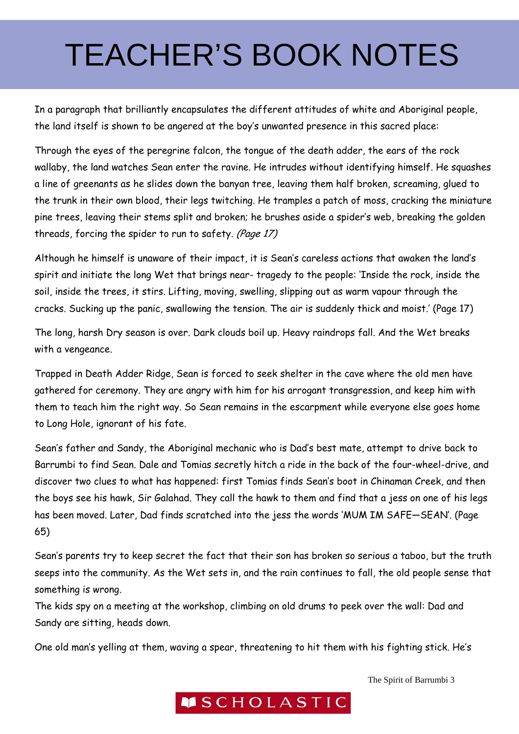# TEACHER'S BOOK NOTES

In a paragraph that brilliantly encapsulates the different attitudes of white and Aboriginal people, the land itself is shown to be angered at the boy's unwanted presence in this sacred place:

Through the eyes of the peregrine falcon, the tongue of the death adder, the ears of the rock wallaby, the land watches Sean enter the ravine. He intrudes without identifying himself. He squashes a line of greenants as he slides down the banyan tree, leaving them half broken, screaming, glued to the trunk in their own blood, their legs twitching. He tramples a patch of moss, cracking the miniature pine trees, leaving their stems split and broken; he brushes aside a spider's web, breaking the golden threads, forcing the spider to run to safety. *(Page 17)*

Although he himself is unaware of their impact, it is Sean's careless actions that awaken the land's spirit and initiate the long Wet that brings near- tragedy to the people: 'Inside the rock, inside the soil, inside the trees, it stirs. Lifting, moving, swelling, slipping out as warm vapour through the cracks. Sucking up the panic, swallowing the tension. The air is suddenly thick and moist.' (Page 17)

The long, harsh Dry season is over. Dark clouds boil up. Heavy raindrops fall. And the Wet breaks with a vengeance.

Trapped in Death Adder Ridge, Sean is forced to seek shelter in the cave where the old men have gathered for ceremony. They are angry with him for his arrogant transgression, and keep him with them to teach him the right way. So Sean remains in the escarpment while everyone else goes home to Long Hole, ignorant of his fate.

Sean's father and Sandy, the Aboriginal mechanic who is Dad's best mate, attempt to drive back to Barrumbi to find Sean. Dale and Tomias secretly hitch a ride in the back of the four-wheel-drive, and discover two clues to what has happened: first Tomias finds Sean's boot in Chinaman Creek, and then the boys see his hawk, Sir Galahad. They call the hawk to them and find that a jess on one of his legs has been moved. Later, Dad finds scratched into the jess the words 'MUM IM SAFE—SEAN'. (Page 65)

Sean's parents try to keep secret the fact that their son has broken so serious a taboo, but the truth seeps into the community. As the Wet sets in, and the rain continues to fall, the old people sense that something is wrong.

The kids spy on a meeting at the workshop, climbing on old drums to peek over the wall: Dad and Sandy are sitting, heads down.

One old man's yelling at them, waving a spear, threatening to hit them with his fighting stick. He's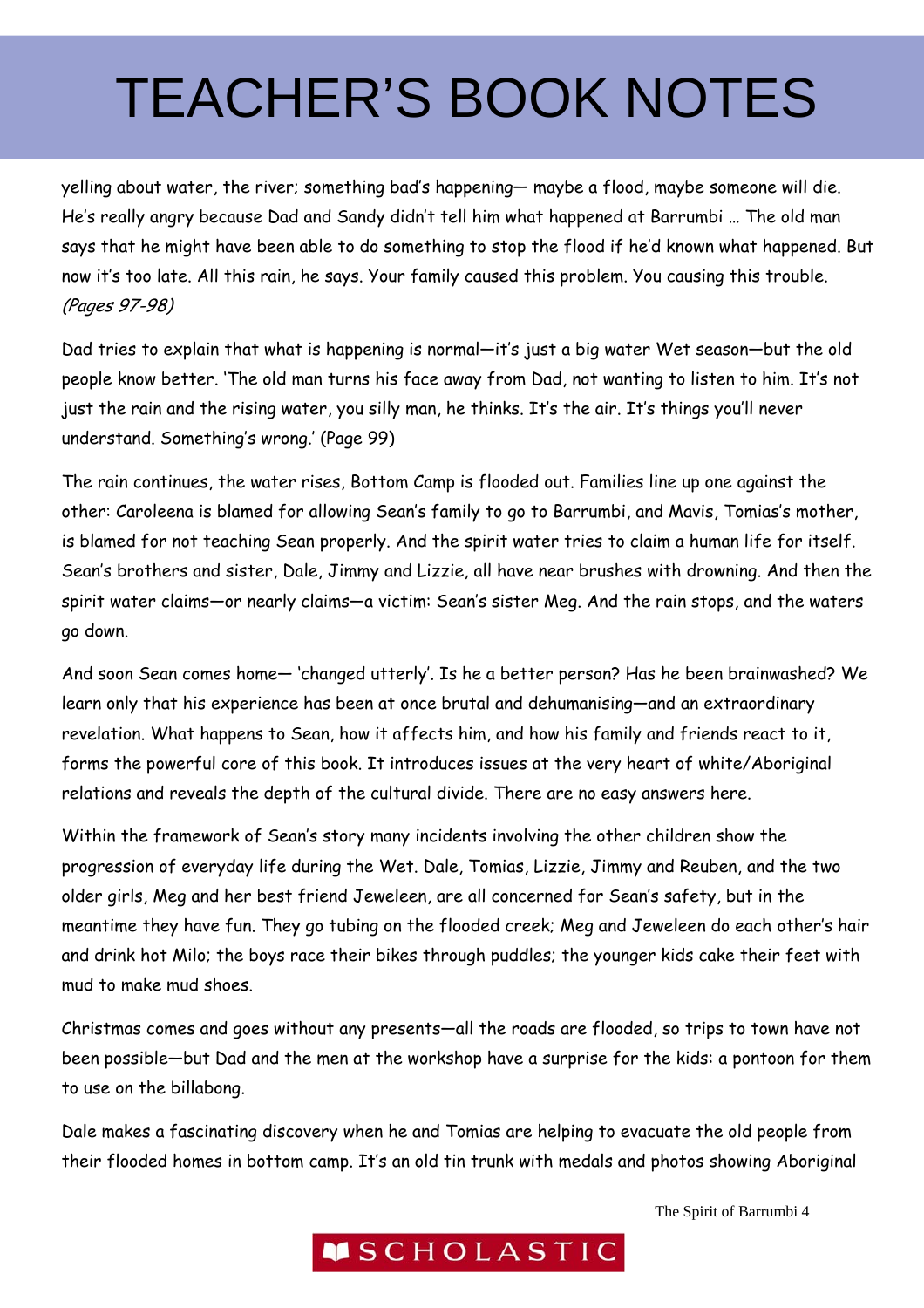yelling about water, the river; something bad's happening— maybe a flood, maybe someone will die. He's really angry because Dad and Sandy didn't tell him what happened at Barrumbi … The old man says that he might have been able to do something to stop the flood if he'd known what happened. But now it's too late. All this rain, he says. Your family caused this problem. You causing this trouble. *(Pages 97-98)*

Dad tries to explain that what is happening is normal—it's just a big water Wet season—but the old people know better. 'The old man turns his face away from Dad, not wanting to listen to him. It's not just the rain and the rising water, you silly man, he thinks. It's the air. It's things you'll never understand. Something's wrong.' (Page 99)

The rain continues, the water rises, Bottom Camp is flooded out. Families line up one against the other: Caroleena is blamed for allowing Sean's family to go to Barrumbi, and Mavis, Tomias's mother, is blamed for not teaching Sean properly. And the spirit water tries to claim a human life for itself. Sean's brothers and sister, Dale, Jimmy and Lizzie, all have near brushes with drowning. And then the spirit water claims—or nearly claims—a victim: Sean's sister Meg. And the rain stops, and the waters go down.

And soon Sean comes home— 'changed utterly'. Is he a better person? Has he been brainwashed? We learn only that his experience has been at once brutal and dehumanising—and an extraordinary revelation. What happens to Sean, how it affects him, and how his family and friends react to it, forms the powerful core of this book. It introduces issues at the very heart of white/Aboriginal relations and reveals the depth of the cultural divide. There are no easy answers here.

Within the framework of Sean's story many incidents involving the other children show the progression of everyday life during the Wet. Dale, Tomias, Lizzie, Jimmy and Reuben, and the two older girls, Meg and her best friend Jeweleen, are all concerned for Sean's safety, but in the meantime they have fun. They go tubing on the flooded creek; Meg and Jeweleen do each other's hair and drink hot Milo; the boys race their bikes through puddles; the younger kids cake their feet with mud to make mud shoes.

Christmas comes and goes without any presents—all the roads are flooded, so trips to town have not been possible—but Dad and the men at the workshop have a surprise for the kids: a pontoon for them to use on the billabong.

Dale makes a fascinating discovery when he and Tomias are helping to evacuate the old people from their flooded homes in bottom camp. It's an old tin trunk with medals and photos showing Aboriginal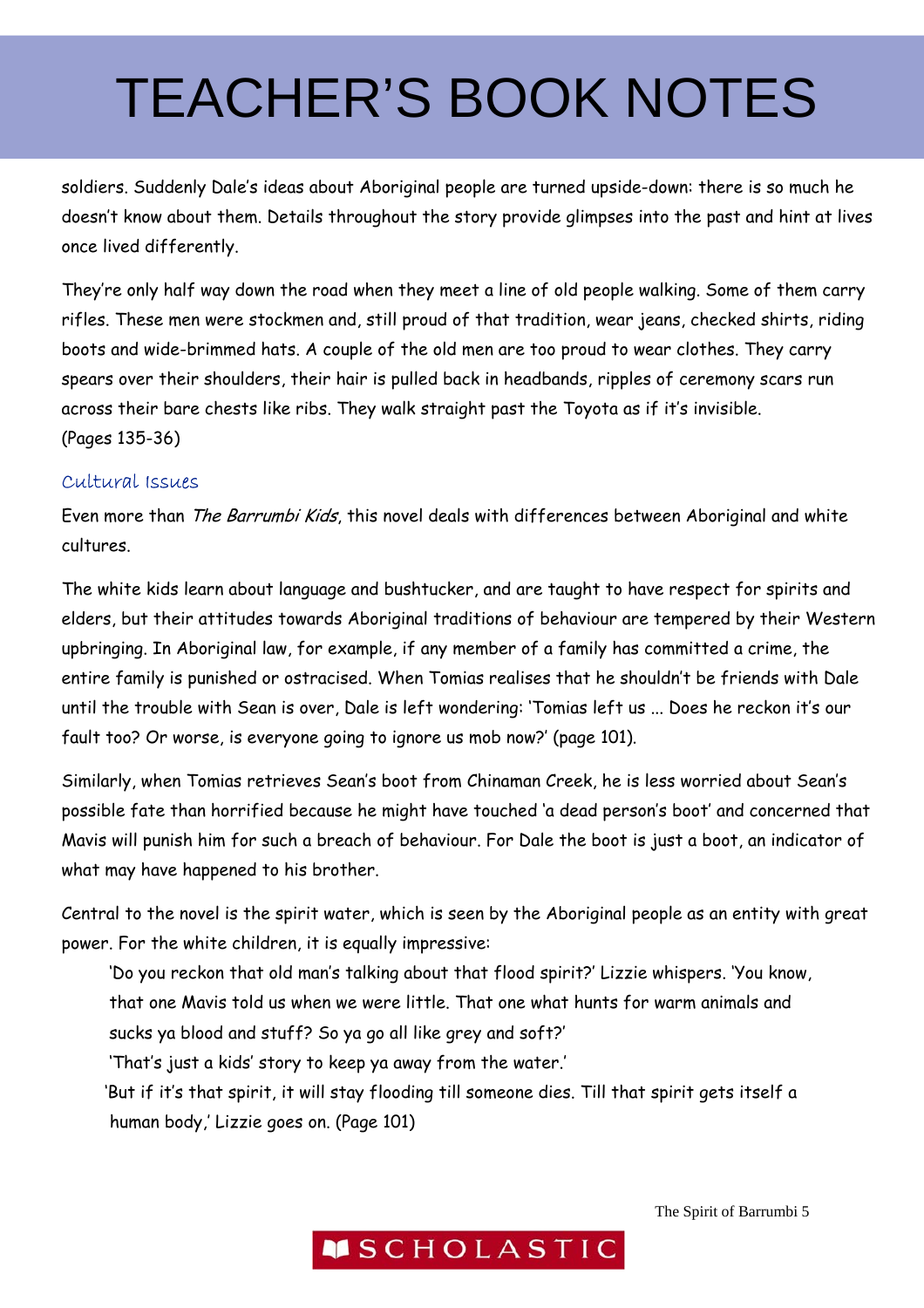soldiers. Suddenly Dale's ideas about Aboriginal people are turned upside-down: there is so much he doesn't know about them. Details throughout the story provide glimpses into the past and hint at lives once lived differently.

They're only half way down the road when they meet a line of old people walking. Some of them carry rifles. These men were stockmen and, still proud of that tradition, wear jeans, checked shirts, riding boots and wide-brimmed hats. A couple of the old men are too proud to wear clothes. They carry spears over their shoulders, their hair is pulled back in headbands, ripples of ceremony scars run across their bare chests like ribs. They walk straight past the Toyota as if it's invisible.
(Pages 135-36)

### Cultural Issues

Even more than *The Barrumbi Kids*, this novel deals with differences between Aboriginal and white cultures.

The white kids learn about language and bushtucker, and are taught to have respect for spirits and elders, but their attitudes towards Aboriginal traditions of behaviour are tempered by their Western upbringing. In Aboriginal law, for example, if any member of a family has committed a crime, the entire family is punished or ostracised. When Tomias realises that he shouldn't be friends with Dale until the trouble with Sean is over, Dale is left wondering: 'Tomias left us ... Does he reckon it's our fault too? Or worse, is everyone going to ignore us mob now?' (page 101).

Similarly, when Tomias retrieves Sean's boot from Chinaman Creek, he is less worried about Sean's possible fate than horrified because he might have touched 'a dead person's boot' and concerned that Mavis will punish him for such a breach of behaviour. For Dale the boot is just a boot, an indicator of what may have happened to his brother.

Central to the novel is the spirit water, which is seen by the Aboriginal people as an entity with great power. For the white children, it is equally impressive:

> 'Do you reckon that old man's talking about that flood spirit?' Lizzie whispers. 'You know, that one Mavis told us when we were little. That one what hunts for warm animals and sucks ya blood and stuff? So ya go all like grey and soft?'
>
> 'That's just a kids' story to keep ya away from the water.'
>
> 'But if it's that spirit, it will stay flooding till someone dies. Till that spirit gets itself a human body,' Lizzie goes on. (Page 101)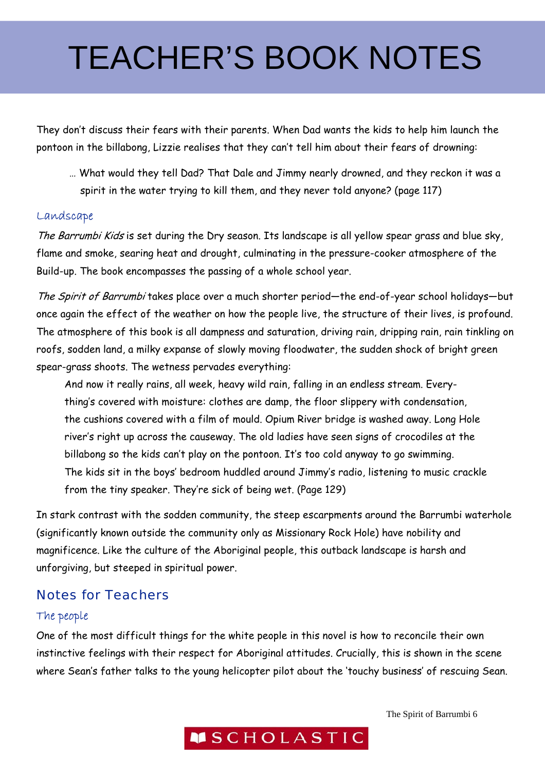They don't discuss their fears with their parents. When Dad wants the kids to help him launch the pontoon in the billabong, Lizzie realises that they can't tell him about their fears of drowning:

> … What would they tell Dad? That Dale and Jimmy nearly drowned, and they reckon it was a spirit in the water trying to kill them, and they never told anyone? (page 117)

### Landscape

*The Barrumbi Kids* is set during the Dry season. Its landscape is all yellow spear grass and blue sky, flame and smoke, searing heat and drought, culminating in the pressure-cooker atmosphere of the Build-up. The book encompasses the passing of a whole school year.

*The Spirit of Barrumbi* takes place over a much shorter period—the end-of-year school holidays—but once again the effect of the weather on how the people live, the structure of their lives, is profound. The atmosphere of this book is all dampness and saturation, driving rain, dripping rain, rain tinkling on roofs, sodden land, a milky expanse of slowly moving floodwater, the sudden shock of bright green spear-grass shoots. The wetness pervades everything:

> And now it really rains, all week, heavy wild rain, falling in an endless stream. Everything's covered with moisture: clothes are damp, the floor slippery with condensation, the cushions covered with a film of mould. Opium River bridge is washed away. Long Hole river's right up across the causeway. The old ladies have seen signs of crocodiles at the billabong so the kids can't play on the pontoon. It's too cold anyway to go swimming. The kids sit in the boys' bedroom huddled around Jimmy's radio, listening to music crackle from the tiny speaker. They're sick of being wet. (Page 129)

In stark contrast with the sodden community, the steep escarpments around the Barrumbi waterhole (significantly known outside the community only as Missionary Rock Hole) have nobility and magnificence. Like the culture of the Aboriginal people, this outback landscape is harsh and unforgiving, but steeped in spiritual power.

## Notes for Teachers

### The people

One of the most difficult things for the white people in this novel is how to reconcile their own instinctive feelings with their respect for Aboriginal attitudes. Crucially, this is shown in the scene where Sean's father talks to the young helicopter pilot about the 'touchy business' of rescuing Sean.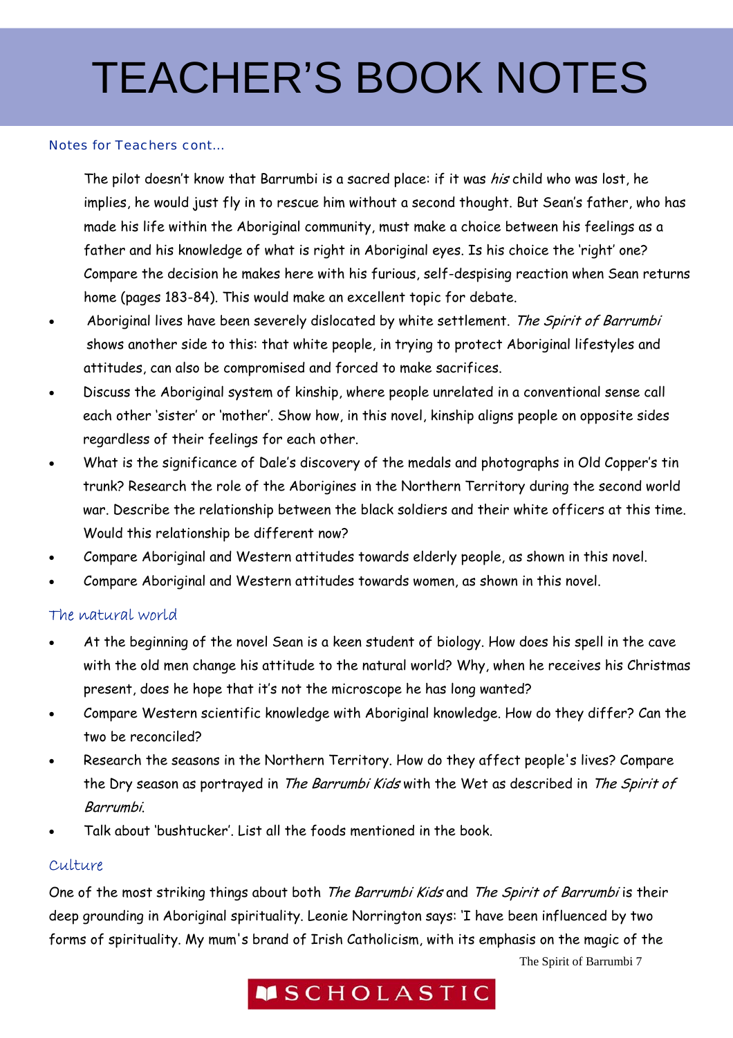# TEACHER'S BOOK NOTES

Notes for Teachers cont...

The pilot doesn't know that Barrumbi is a sacred place: if it was *his* child who was lost, he implies, he would just fly in to rescue him without a second thought. But Sean's father, who has made his life within the Aboriginal community, must make a choice between his feelings as a father and his knowledge of what is right in Aboriginal eyes. Is his choice the 'right' one? Compare the decision he makes here with his furious, self-despising reaction when Sean returns home (pages 183-84). This would make an excellent topic for debate.

- Aboriginal lives have been severely dislocated by white settlement. *The Spirit of Barrumbi* shows another side to this: that white people, in trying to protect Aboriginal lifestyles and attitudes, can also be compromised and forced to make sacrifices.
- Discuss the Aboriginal system of kinship, where people unrelated in a conventional sense call each other 'sister' or 'mother'. Show how, in this novel, kinship aligns people on opposite sides regardless of their feelings for each other.
- What is the significance of Dale's discovery of the medals and photographs in Old Copper's tin trunk? Research the role of the Aborigines in the Northern Territory during the second world war. Describe the relationship between the black soldiers and their white officers at this time. Would this relationship be different now?
- Compare Aboriginal and Western attitudes towards elderly people, as shown in this novel.
- Compare Aboriginal and Western attitudes towards women, as shown in this novel.

## The natural world

- At the beginning of the novel Sean is a keen student of biology. How does his spell in the cave with the old men change his attitude to the natural world? Why, when he receives his Christmas present, does he hope that it's not the microscope he has long wanted?
- Compare Western scientific knowledge with Aboriginal knowledge. How do they differ? Can the two be reconciled?
- Research the seasons in the Northern Territory. How do they affect people's lives? Compare the Dry season as portrayed in *The Barrumbi Kids* with the Wet as described in *The Spirit of Barrumbi*.
- Talk about 'bushtucker'. List all the foods mentioned in the book.

## Culture

One of the most striking things about both *The Barrumbi Kids* and *The Spirit of Barrumbi* is their deep grounding in Aboriginal spirituality. Leonie Norrington says: 'I have been influenced by two forms of spirituality. My mum's brand of Irish Catholicism, with its emphasis on the magic of the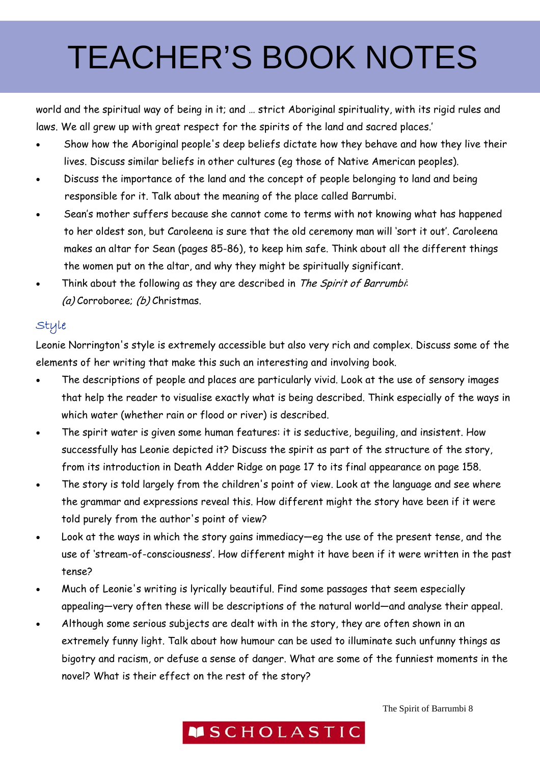world and the spiritual way of being in it; and … strict Aboriginal spirituality, with its rigid rules and laws. We all grew up with great respect for the spirits of the land and sacred places.'

- Show how the Aboriginal people's deep beliefs dictate how they behave and how they live their lives. Discuss similar beliefs in other cultures (eg those of Native American peoples).
- Discuss the importance of the land and the concept of people belonging to land and being responsible for it. Talk about the meaning of the place called Barrumbi.
- Sean's mother suffers because she cannot come to terms with not knowing what has happened to her oldest son, but Caroleena is sure that the old ceremony man will 'sort it out'. Caroleena makes an altar for Sean (pages 85-86), to keep him safe. Think about all the different things the women put on the altar, and why they might be spiritually significant.
- Think about the following as they are described in *The Spirit of Barrumbi*: *(a)* Corroboree; *(b)* Christmas.

## Style

Leonie Norrington's style is extremely accessible but also very rich and complex. Discuss some of the elements of her writing that make this such an interesting and involving book.

- The descriptions of people and places are particularly vivid. Look at the use of sensory images that help the reader to visualise exactly what is being described. Think especially of the ways in which water (whether rain or flood or river) is described.
- The spirit water is given some human features: it is seductive, beguiling, and insistent. How successfully has Leonie depicted it? Discuss the spirit as part of the structure of the story, from its introduction in Death Adder Ridge on page 17 to its final appearance on page 158.
- The story is told largely from the children's point of view. Look at the language and see where the grammar and expressions reveal this. How different might the story have been if it were told purely from the author's point of view?
- Look at the ways in which the story gains immediacy—eg the use of the present tense, and the use of 'stream-of-consciousness'. How different might it have been if it were written in the past tense?
- Much of Leonie's writing is lyrically beautiful. Find some passages that seem especially appealing—very often these will be descriptions of the natural world—and analyse their appeal.
- Although some serious subjects are dealt with in the story, they are often shown in an extremely funny light. Talk about how humour can be used to illuminate such unfunny things as bigotry and racism, or defuse a sense of danger. What are some of the funniest moments in the novel? What is their effect on the rest of the story?